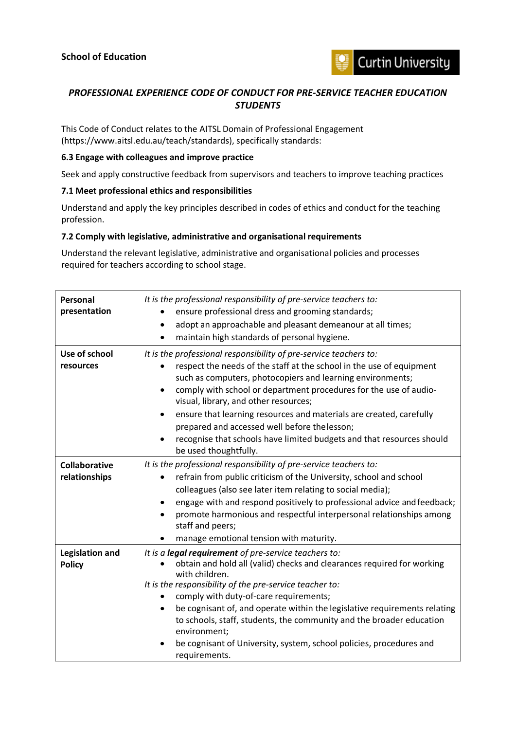**School of Education**

Curtin University

## *PROFESSIONAL EXPERIENCE CODE OF CONDUCT FOR PRE-SERVICE TEACHER EDUCATION STUDENTS*

This Code of Conduct relates to the AITSL Domain of Professional Engagement (https://www.aitsl.edu.au/teach/standards), specifically standards:

### 6.3 Engage with colleagues and improve practice

Seek and apply constructive feedback from supervisors and teachers to improve teaching practices

### 7.1 Meet professional ethics and responsibilities

Understand and apply the key principles described in codes of ethics and conduct for the teaching profession.

### 7.2 Comply with legislative, administrative and organisational requirements

Understand the relevant legislative, administrative and organisational policies and processes required for teachers according to school stage.

| | |
|---|---|
| **Personal presentation** | *It is the professional responsibility of pre-service teachers to:*<br>• ensure professional dress and grooming standards;<br>• adopt an approachable and pleasant demeanour at all times;<br>• maintain high standards of personal hygiene. |
| **Use of school resources** | *It is the professional responsibility of pre-service teachers to:*<br>• respect the needs of the staff at the school in the use of equipment such as computers, photocopiers and learning environments;<br>• comply with school or department procedures for the use of audio-visual, library, and other resources;<br>• ensure that learning resources and materials are created, carefully prepared and accessed well before the lesson;<br>• recognise that schools have limited budgets and that resources should be used thoughtfully. |
| **Collaborative relationships** | *It is the professional responsibility of pre-service teachers to:*<br>• refrain from public criticism of the University, school and school colleagues (also see later item relating to social media);<br>• engage with and respond positively to professional advice and feedback;<br>• promote harmonious and respectful interpersonal relationships among staff and peers;<br>• manage emotional tension with maturity. |
| **Legislation and Policy** | *It is a **legal requirement** of pre-service teachers to:*<br>• obtain and hold all (valid) checks and clearances required for working with children.<br>*It is the responsibility of the pre-service teacher to:*<br>• comply with duty-of-care requirements;<br>• be cognisant of, and operate within the legislative requirements relating to schools, staff, students, the community and the broader education environment;<br>• be cognisant of University, system, school policies, procedures and requirements. |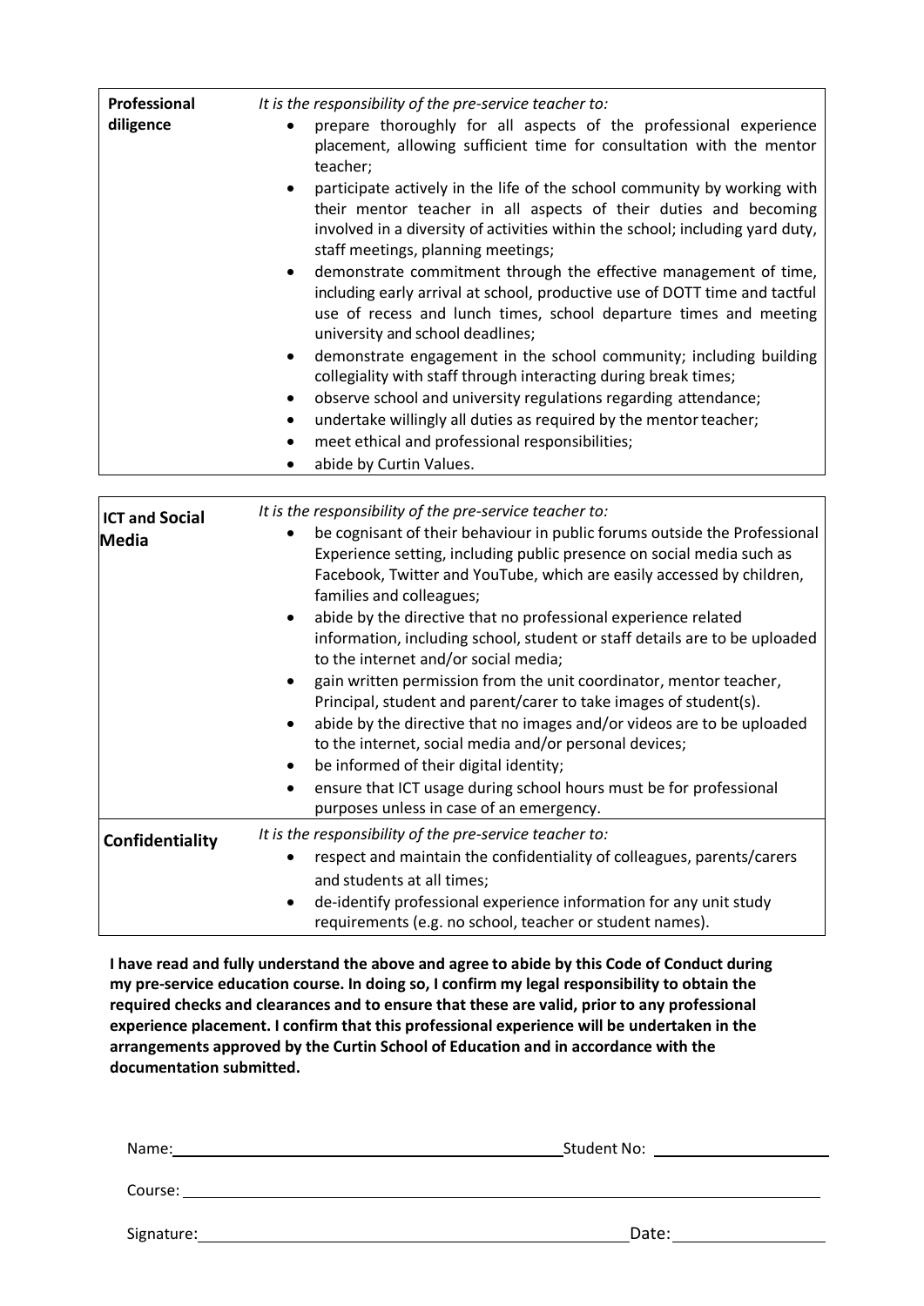| | |
|---|---|
| **Professional diligence** | *It is the responsibility of the pre-service teacher to:*<br>• prepare thoroughly for all aspects of the professional experience placement, allowing sufficient time for consultation with the mentor teacher;<br>• participate actively in the life of the school community by working with their mentor teacher in all aspects of their duties and becoming involved in a diversity of activities within the school; including yard duty, staff meetings, planning meetings;<br>• demonstrate commitment through the effective management of time, including early arrival at school, productive use of DOTT time and tactful use of recess and lunch times, school departure times and meeting university and school deadlines;<br>• demonstrate engagement in the school community; including building collegiality with staff through interacting during break times;<br>• observe school and university regulations regarding attendance;<br>• undertake willingly all duties as required by the mentor teacher;<br>• meet ethical and professional responsibilities;<br>• abide by Curtin Values. |

| | |
|---|---|
| **ICT and Social Media** | *It is the responsibility of the pre-service teacher to:*<br>• be cognisant of their behaviour in public forums outside the Professional Experience setting, including public presence on social media such as Facebook, Twitter and YouTube, which are easily accessed by children, families and colleagues;<br>• abide by the directive that no professional experience related information, including school, student or staff details are to be uploaded to the internet and/or social media;<br>• gain written permission from the unit coordinator, mentor teacher, Principal, student and parent/carer to take images of student(s).<br>• abide by the directive that no images and/or videos are to be uploaded to the internet, social media and/or personal devices;<br>• be informed of their digital identity;<br>• ensure that ICT usage during school hours must be for professional purposes unless in case of an emergency. |
| **Confidentiality** | *It is the responsibility of the pre-service teacher to:*<br>• respect and maintain the confidentiality of colleagues, parents/carers and students at all times;<br>• de-identify professional experience information for any unit study requirements (e.g. no school, teacher or student names). |

**I have read and fully understand the above and agree to abide by this Code of Conduct during my pre-service education course. In doing so, I confirm my legal responsibility to obtain the required checks and clearances and to ensure that these are valid, prior to any professional experience placement. I confirm that this professional experience will be undertaken in the arrangements approved by the Curtin School of Education and in accordance with the documentation submitted.**

Name: ______________________________ Student No: ____________________

Course: ____________________________________________________________

Signature: __________________________________ Date: _________________